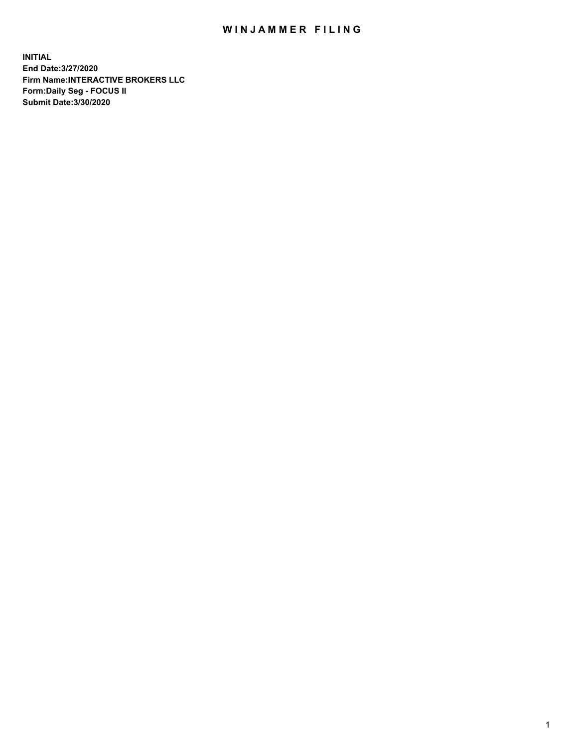# WINJAMMER FILING

**INITIAL**
**End Date:3/27/2020**
**Firm Name:INTERACTIVE BROKERS LLC**
**Form:Daily Seg - FOCUS II**
**Submit Date:3/30/2020**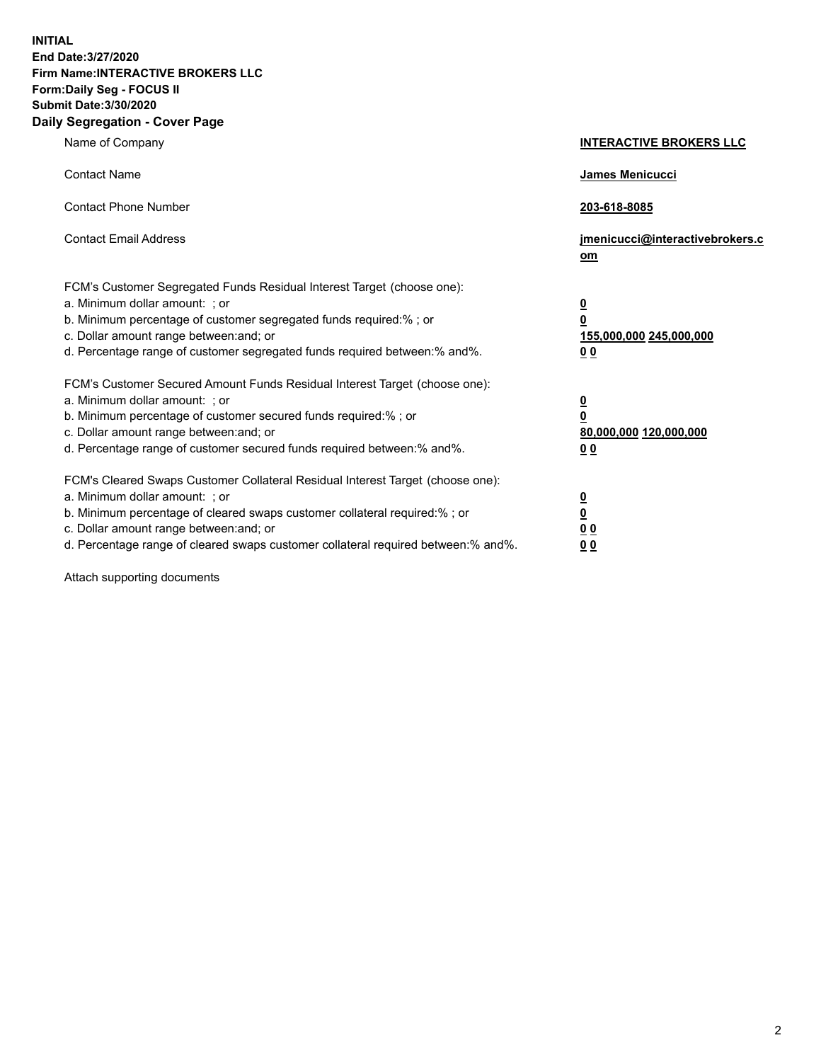**INITIAL**
**End Date:3/27/2020**
**Firm Name:INTERACTIVE BROKERS LLC**
**Form:Daily Seg - FOCUS II**
**Submit Date:3/30/2020**

## Daily Segregation - Cover Page

| | |
|---|---|
| Name of Company | **INTERACTIVE BROKERS LLC** |
| Contact Name | **James Menicucci** |
| Contact Phone Number | **203-618-8085** |
| Contact Email Address | **jmenicucci@interactivebrokers.com** |
| FCM's Customer Segregated Funds Residual Interest Target (choose one): | |
| a. Minimum dollar amount: ; or | **0** |
| b. Minimum percentage of customer segregated funds required:% ; or | **0** |
| c. Dollar amount range between:and; or | **155,000,000 245,000,000** |
| d. Percentage range of customer segregated funds required between:% and%. | **0 0** |
| FCM's Customer Secured Amount Funds Residual Interest Target (choose one): | |
| a. Minimum dollar amount: ; or | **0** |
| b. Minimum percentage of customer secured funds required:% ; or | **0** |
| c. Dollar amount range between:and; or | **80,000,000 120,000,000** |
| d. Percentage range of customer secured funds required between:% and%. | **0 0** |
| FCM's Cleared Swaps Customer Collateral Residual Interest Target (choose one): | |
| a. Minimum dollar amount: ; or | **0** |
| b. Minimum percentage of cleared swaps customer collateral required:% ; or | **0** |
| c. Dollar amount range between:and; or | **0 0** |
| d. Percentage range of cleared swaps customer collateral required between:% and%. | **0 0** |

Attach supporting documents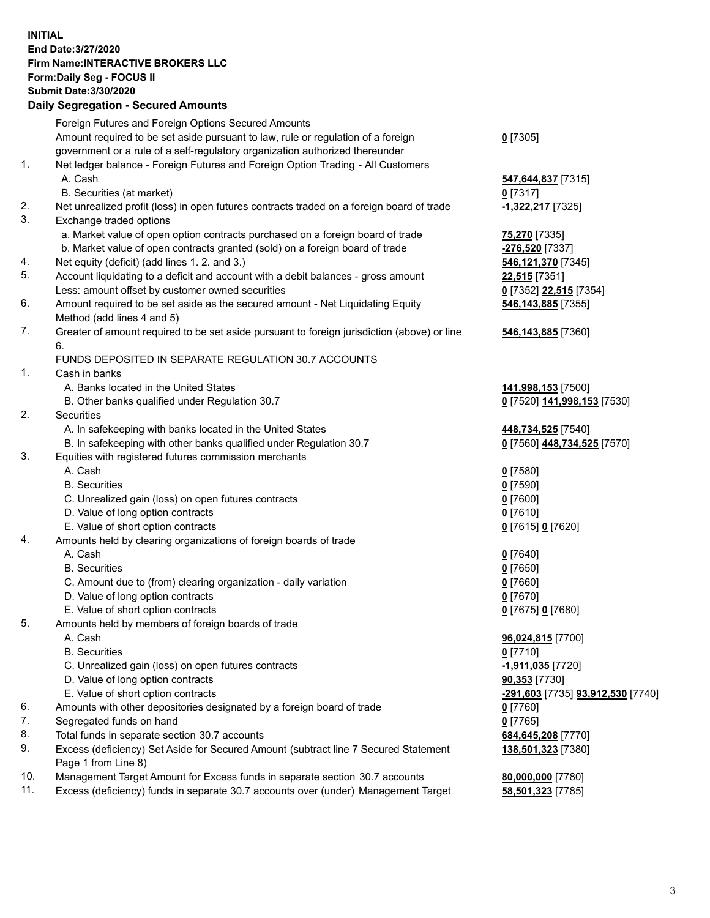**INITIAL**
**End Date:3/27/2020**
**Firm Name:INTERACTIVE BROKERS LLC**
**Form:Daily Seg - FOCUS II**
**Submit Date:3/30/2020**

## Daily Segregation - Secured Amounts

| | | |
|---|---|---|
| | Foreign Futures and Foreign Options Secured Amounts | |
| | Amount required to be set aside pursuant to law, rule or regulation of a foreign government or a rule of a self-regulatory organization authorized thereunder | **0** [7305] |
| 1. | Net ledger balance - Foreign Futures and Foreign Option Trading - All Customers | |
| | A. Cash | **547,644,837** [7315] |
| | B. Securities (at market) | **0** [7317] |
| 2. | Net unrealized profit (loss) in open futures contracts traded on a foreign board of trade | **-1,322,217** [7325] |
| 3. | Exchange traded options | |
| | a. Market value of open option contracts purchased on a foreign board of trade | **75,270** [7335] |
| | b. Market value of open contracts granted (sold) on a foreign board of trade | **-276,520** [7337] |
| 4. | Net equity (deficit) (add lines 1. 2. and 3.) | **546,121,370** [7345] |
| 5. | Account liquidating to a deficit and account with a debit balances - gross amount | **22,515** [7351] |
| | Less: amount offset by customer owned securities | **0** [7352] **22,515** [7354] |
| 6. | Amount required to be set aside as the secured amount - Net Liquidating Equity Method (add lines 4 and 5) | **546,143,885** [7355] |
| 7. | Greater of amount required to be set aside pursuant to foreign jurisdiction (above) or line 6. | **546,143,885** [7360] |
| | FUNDS DEPOSITED IN SEPARATE REGULATION 30.7 ACCOUNTS | |
| 1. | Cash in banks | |
| | A. Banks located in the United States | **141,998,153** [7500] |
| | B. Other banks qualified under Regulation 30.7 | **0** [7520] **141,998,153** [7530] |
| 2. | Securities | |
| | A. In safekeeping with banks located in the United States | **448,734,525** [7540] |
| | B. In safekeeping with other banks qualified under Regulation 30.7 | **0** [7560] **448,734,525** [7570] |
| 3. | Equities with registered futures commission merchants | |
| | A. Cash | **0** [7580] |
| | B. Securities | **0** [7590] |
| | C. Unrealized gain (loss) on open futures contracts | **0** [7600] |
| | D. Value of long option contracts | **0** [7610] |
| | E. Value of short option contracts | **0** [7615] **0** [7620] |
| 4. | Amounts held by clearing organizations of foreign boards of trade | |
| | A. Cash | **0** [7640] |
| | B. Securities | **0** [7650] |
| | C. Amount due to (from) clearing organization - daily variation | **0** [7660] |
| | D. Value of long option contracts | **0** [7670] |
| | E. Value of short option contracts | **0** [7675] **0** [7680] |
| 5. | Amounts held by members of foreign boards of trade | |
| | A. Cash | **96,024,815** [7700] |
| | B. Securities | **0** [7710] |
| | C. Unrealized gain (loss) on open futures contracts | **-1,911,035** [7720] |
| | D. Value of long option contracts | **90,353** [7730] |
| | E. Value of short option contracts | **-291,603** [7735] **93,912,530** [7740] |
| 6. | Amounts with other depositories designated by a foreign board of trade | **0** [7760] |
| 7. | Segregated funds on hand | **0** [7765] |
| 8. | Total funds in separate section 30.7 accounts | **684,645,208** [7770] |
| 9. | Excess (deficiency) Set Aside for Secured Amount (subtract line 7 Secured Statement Page 1 from Line 8) | **138,501,323** [7380] |
| 10. | Management Target Amount for Excess funds in separate section 30.7 accounts | **80,000,000** [7780] |
| 11. | Excess (deficiency) funds in separate 30.7 accounts over (under) Management Target | **58,501,323** [7785] |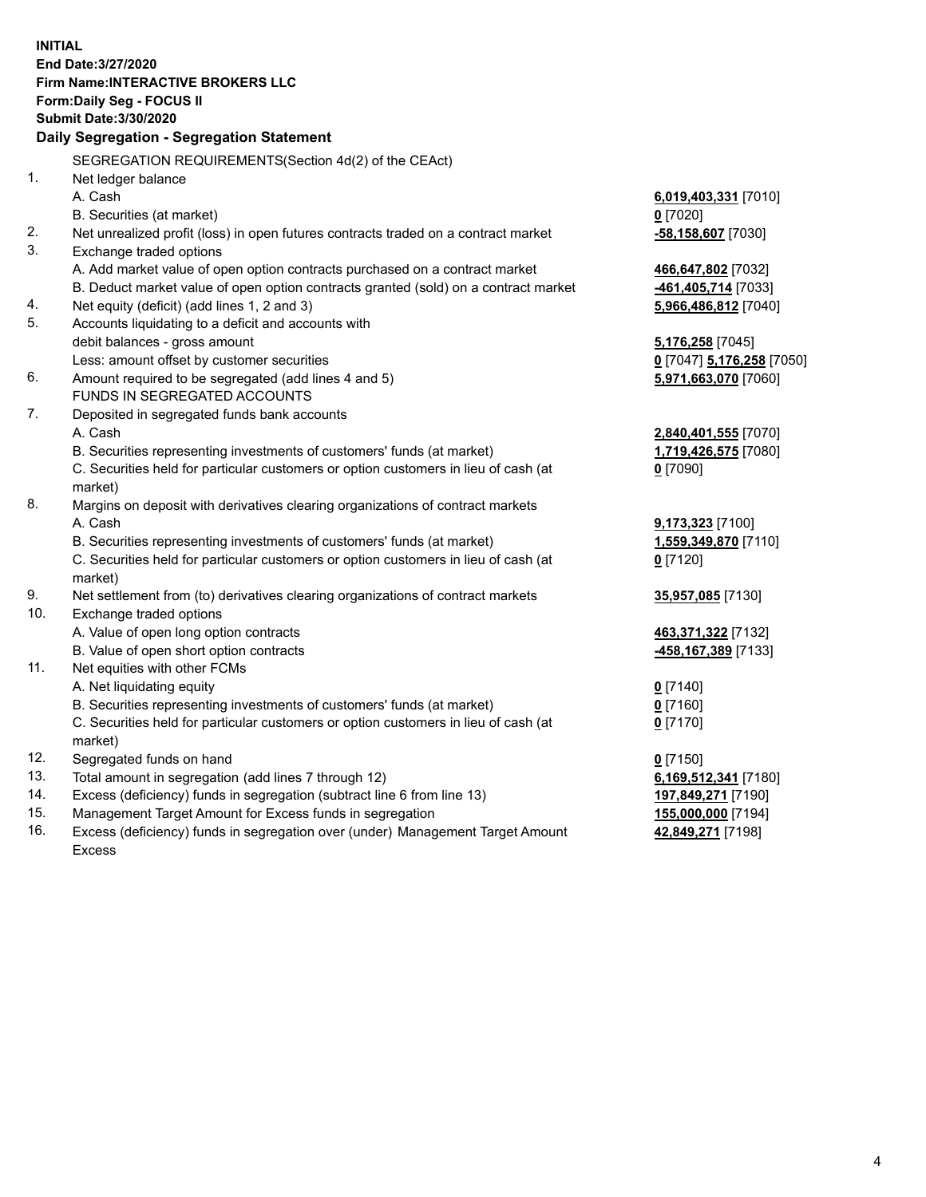**INITIAL**
**End Date:3/27/2020**
**Firm Name:INTERACTIVE BROKERS LLC**
**Form:Daily Seg - FOCUS II**
**Submit Date:3/30/2020**
**Daily Segregation - Segregation Statement**

| | | |
|---|---|---|
| | SEGREGATION REQUIREMENTS(Section 4d(2) of the CEAct) | |
| 1. | Net ledger balance | |
| | A. Cash | **6,019,403,331** [7010] |
| | B. Securities (at market) | **0** [7020] |
| 2. | Net unrealized profit (loss) in open futures contracts traded on a contract market | **-58,158,607** [7030] |
| 3. | Exchange traded options | |
| | A. Add market value of open option contracts purchased on a contract market | **466,647,802** [7032] |
| | B. Deduct market value of open option contracts granted (sold) on a contract market | **-461,405,714** [7033] |
| 4. | Net equity (deficit) (add lines 1, 2 and 3) | **5,966,486,812** [7040] |
| 5. | Accounts liquidating to a deficit and accounts with debit balances - gross amount | **5,176,258** [7045] |
| | Less: amount offset by customer securities | **0** [7047] **5,176,258** [7050] |
| 6. | Amount required to be segregated (add lines 4 and 5) | **5,971,663,070** [7060] |
| | FUNDS IN SEGREGATED ACCOUNTS | |
| 7. | Deposited in segregated funds bank accounts | |
| | A. Cash | **2,840,401,555** [7070] |
| | B. Securities representing investments of customers' funds (at market) | **1,719,426,575** [7080] |
| | C. Securities held for particular customers or option customers in lieu of cash (at market) | **0** [7090] |
| 8. | Margins on deposit with derivatives clearing organizations of contract markets | |
| | A. Cash | **9,173,323** [7100] |
| | B. Securities representing investments of customers' funds (at market) | **1,559,349,870** [7110] |
| | C. Securities held for particular customers or option customers in lieu of cash (at market) | **0** [7120] |
| 9. | Net settlement from (to) derivatives clearing organizations of contract markets | **35,957,085** [7130] |
| 10. | Exchange traded options | |
| | A. Value of open long option contracts | **463,371,322** [7132] |
| | B. Value of open short option contracts | **-458,167,389** [7133] |
| 11. | Net equities with other FCMs | |
| | A. Net liquidating equity | **0** [7140] |
| | B. Securities representing investments of customers' funds (at market) | **0** [7160] |
| | C. Securities held for particular customers or option customers in lieu of cash (at market) | **0** [7170] |
| 12. | Segregated funds on hand | **0** [7150] |
| 13. | Total amount in segregation (add lines 7 through 12) | **6,169,512,341** [7180] |
| 14. | Excess (deficiency) funds in segregation (subtract line 6 from line 13) | **197,849,271** [7190] |
| 15. | Management Target Amount for Excess funds in segregation | **155,000,000** [7194] |
| 16. | Excess (deficiency) funds in segregation over (under) Management Target Amount Excess | **42,849,271** [7198] |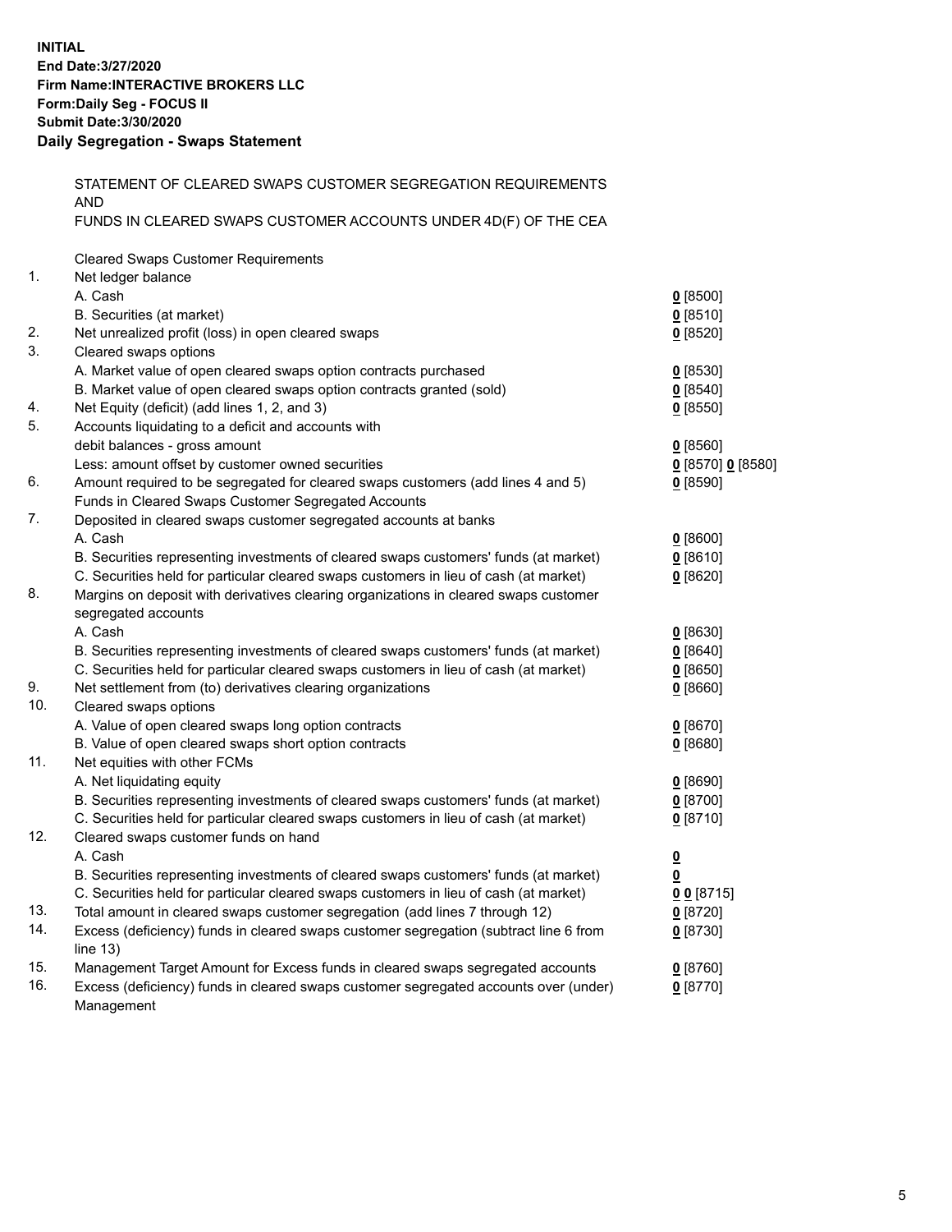**INITIAL**
**End Date:3/27/2020**
**Firm Name:INTERACTIVE BROKERS LLC**
**Form:Daily Seg - FOCUS II**
**Submit Date:3/30/2020**
**Daily Segregation - Swaps Statement**

STATEMENT OF CLEARED SWAPS CUSTOMER SEGREGATION REQUIREMENTS AND FUNDS IN CLEARED SWAPS CUSTOMER ACCOUNTS UNDER 4D(F) OF THE CEA

| | | |
|---|---|---|
| | Cleared Swaps Customer Requirements | |
| 1. | Net ledger balance | |
| | A. Cash | 0 [8500] |
| | B. Securities (at market) | 0 [8510] |
| 2. | Net unrealized profit (loss) in open cleared swaps | 0 [8520] |
| 3. | Cleared swaps options | |
| | A. Market value of open cleared swaps option contracts purchased | 0 [8530] |
| | B. Market value of open cleared swaps option contracts granted (sold) | 0 [8540] |
| 4. | Net Equity (deficit) (add lines 1, 2, and 3) | 0 [8550] |
| 5. | Accounts liquidating to a deficit and accounts with | |
| | debit balances - gross amount | 0 [8560] |
| | Less: amount offset by customer owned securities | 0 [8570] 0 [8580] |
| 6. | Amount required to be segregated for cleared swaps customers (add lines 4 and 5) | 0 [8590] |
| | Funds in Cleared Swaps Customer Segregated Accounts | |
| 7. | Deposited in cleared swaps customer segregated accounts at banks | |
| | A. Cash | 0 [8600] |
| | B. Securities representing investments of cleared swaps customers' funds (at market) | 0 [8610] |
| | C. Securities held for particular cleared swaps customers in lieu of cash (at market) | 0 [8620] |
| 8. | Margins on deposit with derivatives clearing organizations in cleared swaps customer segregated accounts | |
| | A. Cash | 0 [8630] |
| | B. Securities representing investments of cleared swaps customers' funds (at market) | 0 [8640] |
| | C. Securities held for particular cleared swaps customers in lieu of cash (at market) | 0 [8650] |
| 9. | Net settlement from (to) derivatives clearing organizations | 0 [8660] |
| 10. | Cleared swaps options | |
| | A. Value of open cleared swaps long option contracts | 0 [8670] |
| | B. Value of open cleared swaps short option contracts | 0 [8680] |
| 11. | Net equities with other FCMs | |
| | A. Net liquidating equity | 0 [8690] |
| | B. Securities representing investments of cleared swaps customers' funds (at market) | 0 [8700] |
| | C. Securities held for particular cleared swaps customers in lieu of cash (at market) | 0 [8710] |
| 12. | Cleared swaps customer funds on hand | |
| | A. Cash | 0 |
| | B. Securities representing investments of cleared swaps customers' funds (at market) | 0 |
| | C. Securities held for particular cleared swaps customers in lieu of cash (at market) | 0 0 [8715] |
| 13. | Total amount in cleared swaps customer segregation (add lines 7 through 12) | 0 [8720] |
| 14. | Excess (deficiency) funds in cleared swaps customer segregation (subtract line 6 from line 13) | 0 [8730] |
| 15. | Management Target Amount for Excess funds in cleared swaps segregated accounts | 0 [8760] |
| 16. | Excess (deficiency) funds in cleared swaps customer segregated accounts over (under) Management | 0 [8770] |